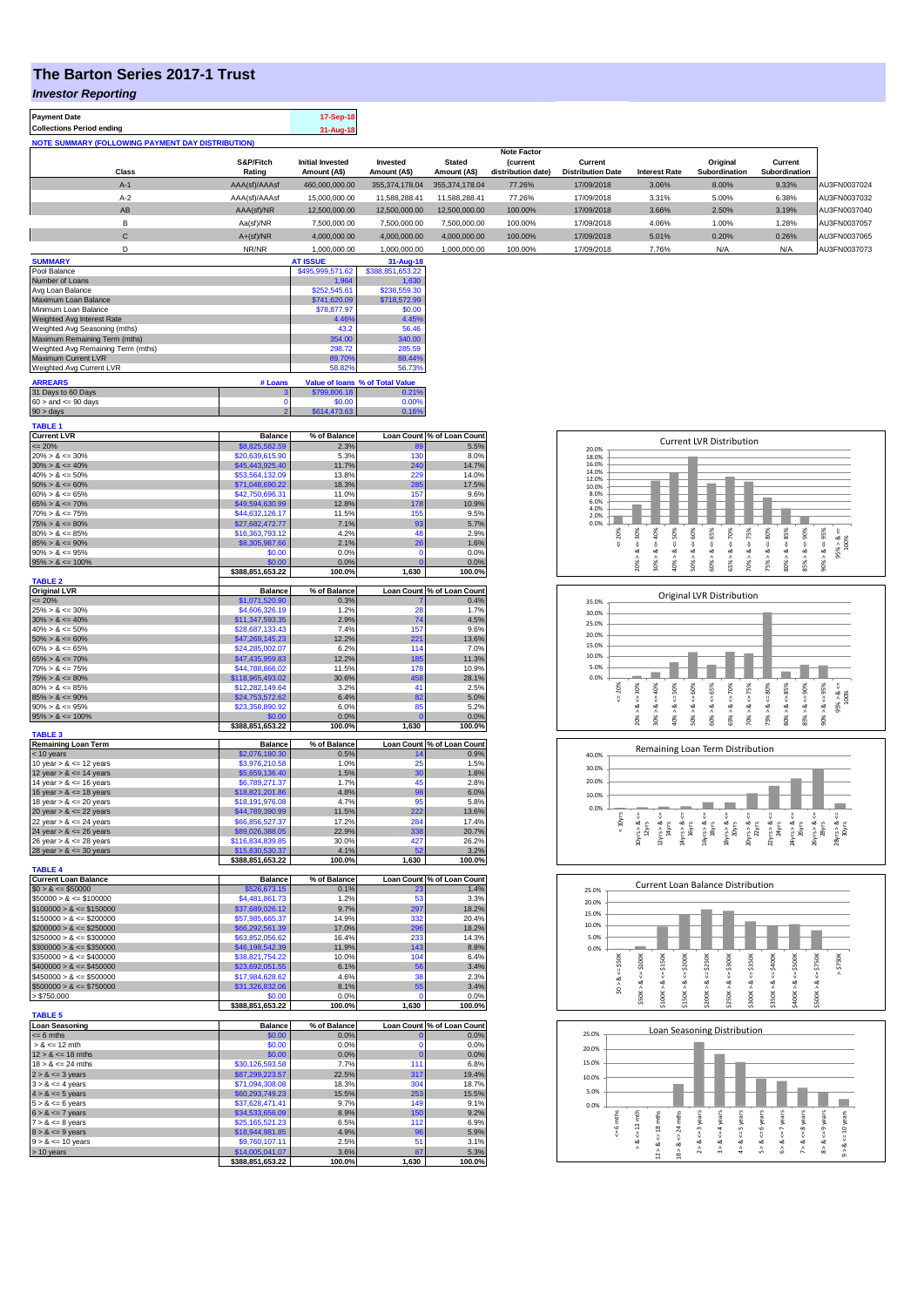# The Barton Series 2017-1 Trust

## *Investor Reporting*

| Payment Date | 17-Sep-18 |
|---|---|
| Collections Period ending | 31-Aug-18 |

**NOTE SUMMARY (FOLLOWING PAYMENT DAY DISTRIBUTION)**

| Class | S&P/Fitch Rating | Initial Invested Amount (A$) | Invested Amount (A$) | Stated Amount (A$) | Note Factor (current distribution date) | Current Distribution Date | Interest Rate | Original Subordination | Current Subordination | |
|---|---|---|---|---|---|---|---|---|---|---|
| A-1 | AAA(sf)/AAAsf | 460,000,000.00 | 355,374,178.04 | 355,374,178.04 | 77.26% | 17/09/2018 | 3.06% | 8.00% | 9.33% | AU3FN0037024 |
| A-2 | AAA(sf)/AAAsf | 15,000,000.00 | 11,588,288.41 | 11,588,288.41 | 77.26% | 17/09/2018 | 3.31% | 5.00% | 6.38% | AU3FN0037032 |
| AB | AAA(sf)/NR | 12,500,000.00 | 12,500,000.00 | 12,500,000.00 | 100.00% | 17/09/2018 | 3.66% | 2.50% | 3.19% | AU3FN0037040 |
| B | Aa(sf)/NR | 7,500,000.00 | 7,500,000.00 | 7,500,000.00 | 100.00% | 17/09/2018 | 4.06% | 1.00% | 1.28% | AU3FN0037057 |
| C | A+(sf)/NR | 4,000,000.00 | 4,000,000.00 | 4,000,000.00 | 100.00% | 17/09/2018 | 5.01% | 0.20% | 0.26% | AU3FN0037065 |
| D | NR/NR | 1,000,000.00 | 1,000,000.00 | 1,000,000.00 | 100.00% | 17/09/2018 | 7.76% | N/A | N/A | AU3FN0037073 |

| SUMMARY | AT ISSUE | 31-Aug-18 |
|---|---|---|
| Pool Balance | $495,999,571.62 | $388,851,653.22 |
| Number of Loans | 1,964 | 1,630 |
| Avg Loan Balance | $252,545.61 | $238,559.30 |
| Maximum Loan Balance | $741,620.09 | $718,572.99 |
| Minimum Loan Balance | $78,877.97 | $0.00 |
| Weighted Avg Interest Rate | 4.46% | 4.45% |
| Weighted Avg Seasoning (mths) | 43.2 | 56.46 |
| Maximum Remaining Term (mths) | 354.00 | 340.00 |
| Weighted Avg Remaining Term (mths) | 298.72 | 285.59 |
| Maximum Current LVR | 89.70% | 88.44% |
| Weighted Avg Current LVR | 58.82% | 56.73% |

| ARREARS | # Loans | Value of loans | % of Total Value |
|---|---|---|---|
| 31 Days to 60 Days | 3 | $799,806.18 | 0.21% |
| 60 > and <= 90 days | 0 | $0.00 | 0.00% |
| 90 > days | 2 | $614,473.63 | 0.16% |

**TABLE 1**

| Current LVR | Balance | % of Balance | Loan Count | % of Loan Count |
|---|---|---|---|---|
| <= 20% | $8,825,582.59 | 2.3% | 89 | 5.5% |
| 20% > & <= 30% | $20,639,615.90 | 5.3% | 130 | 8.0% |
| 30% > & <= 40% | $45,443,925.40 | 11.7% | 240 | 14.7% |
| 40% > & <= 50% | $53,564,132.09 | 13.8% | 229 | 14.0% |
| 50% > & <= 60% | $71,048,690.22 | 18.3% | 285 | 17.5% |
| 60% > & <= 65% | $42,750,696.31 | 11.0% | 157 | 9.6% |
| 65% > & <= 70% | $49,594,630.99 | 12.8% | 178 | 10.9% |
| 70% > & <= 75% | $44,632,126.17 | 11.5% | 155 | 9.5% |
| 75% > & <= 80% | $27,682,472.77 | 7.1% | 93 | 5.7% |
| 80% > & <= 85% | $16,363,793.12 | 4.2% | 48 | 2.9% |
| 85% > & <= 90% | $8,305,987.66 | 2.1% | 26 | 1.6% |
| 90% > & <= 95% | $0.00 | 0.0% | 0 | 0.0% |
| 95% > & <= 100% | $0.00 | 0.0% | 0 | 0.0% |
| | $388,851,653.22 | 100.0% | 1,630 | 100.0% |

**TABLE 2**

| Original LVR | Balance | % of Balance | Loan Count | % of Loan Count |
|---|---|---|---|---|
| <= 20% | $1,071,520.90 | 0.3% | 7 | 0.4% |
| 25% > & <= 30% | $4,606,326.19 | 1.2% | 28 | 1.7% |
| 30% > & <= 40% | $11,347,593.35 | 2.9% | 74 | 4.5% |
| 40% > & <= 50% | $28,687,133.43 | 7.4% | 157 | 9.6% |
| 50% > & <= 60% | $47,269,145.23 | 12.2% | 221 | 13.6% |
| 60% > & <= 65% | $24,285,002.07 | 6.2% | 114 | 7.0% |
| 65% > & <= 70% | $47,435,959.83 | 12.2% | 185 | 11.3% |
| 70% > & <= 75% | $44,788,866.02 | 11.5% | 178 | 10.9% |
| 75% > & <= 80% | $118,965,493.02 | 30.6% | 458 | 28.1% |
| 80% > & <= 85% | $12,282,149.64 | 3.2% | 41 | 2.5% |
| 85% > & <= 90% | $24,753,572.62 | 6.4% | 82 | 5.0% |
| 90% > & <= 95% | $23,358,890.92 | 6.0% | 85 | 5.2% |
| 95% > & <= 100% | $0.00 | 0.0% | 0 | 0.0% |
| | $388,851,653.22 | 100.0% | 1,630 | 100.0% |

**TABLE 3**

| Remaining Loan Term | Balance | % of Balance | Loan Count | % of Loan Count |
|---|---|---|---|---|
| < 10 years | $2,076,180.30 | 0.5% | 14 | 0.9% |
| 10 year > & <= 12 years | $3,976,210.58 | 1.0% | 25 | 1.5% |
| 12 year > & <= 14 years | $5,659,136.40 | 1.5% | 30 | 1.8% |
| 14 year > & <= 16 years | $6,789,271.37 | 1.7% | 45 | 2.8% |
| 16 year > & <= 18 years | $18,821,201.86 | 4.8% | 98 | 6.0% |
| 18 year > & <= 20 years | $18,191,976.08 | 4.7% | 95 | 5.8% |
| 20 year > & <= 22 years | $44,789,390.99 | 11.5% | 222 | 13.6% |
| 22 year > & <= 24 years | $66,856,527.37 | 17.2% | 284 | 17.4% |
| 24 year > & <= 26 years | $89,026,388.05 | 22.9% | 338 | 20.7% |
| 26 year > & <= 28 years | $116,834,839.85 | 30.0% | 427 | 26.2% |
| 28 year > & <= 30 years | $15,830,530.37 | 4.1% | 52 | 3.2% |
| | $388,851,653.22 | 100.0% | 1,630 | 100.0% |

**TABLE 4**

| Current Loan Balance | Balance | % of Balance | Loan Count | % of Loan Count |
|---|---|---|---|---|
| $0 > & <= $50000 | $526,673.15 | 0.1% | 23 | 1.4% |
| $50000 > & <= $100000 | $4,481,861.73 | 1.2% | 53 | 3.3% |
| $100000 > & <= $150000 | $37,689,026.12 | 9.7% | 297 | 18.2% |
| $150000 > & <= $200000 | $57,985,665.37 | 14.9% | 332 | 20.4% |
| $200000 > & <= $250000 | $66,292,561.39 | 17.0% | 296 | 18.2% |
| $250000 > & <= $300000 | $63,852,056.62 | 16.4% | 233 | 14.3% |
| $300000 > & <= $350000 | $46,198,542.39 | 11.9% | 143 | 8.8% |
| $350000 > & <= $400000 | $38,821,754.22 | 10.0% | 104 | 6.4% |
| $400000 > & <= $450000 | $23,692,051.55 | 6.1% | 56 | 3.4% |
| $450000 > & <= $500000 | $17,984,628.62 | 4.6% | 38 | 2.3% |
| $500000 > & <= $750000 | $31,326,832.06 | 8.1% | 55 | 3.4% |
| > $750,000 | $0.00 | 0.0% | 0 | 0.0% |
| | $388,851,653.22 | 100.0% | 1,630 | 100.0% |

**TABLE 5**

| Loan Seasoning | Balance | % of Balance | Loan Count | % of Loan Count |
|---|---|---|---|---|
| <= 6 mths | $0.00 | 0.0% | 0 | 0.0% |
| > & <= 12 mth | $0.00 | 0.0% | 0 | 0.0% |
| 12 > & <= 18 mths | $0.00 | 0.0% | 0 | 0.0% |
| 18 > & <= 24 mths | $30,126,593.58 | 7.7% | 111 | 6.8% |
| 2 > & <= 3 years | $87,299,223.57 | 22.5% | 317 | 19.4% |
| 3 > & <= 4 years | $71,094,308.08 | 18.3% | 304 | 18.7% |
| 4 > & <= 5 years | $60,293,749.23 | 15.5% | 253 | 15.5% |
| 5 > & <= 6 years | $37,628,471.41 | 9.7% | 149 | 9.1% |
| 6 > & <= 7 years | $34,533,656.09 | 8.9% | 150 | 9.2% |
| 7 > & <= 8 years | $25,165,521.23 | 6.5% | 112 | 6.9% |
| 8 > & <= 9 years | $18,944,981.85 | 4.9% | 96 | 5.9% |
| 9 > & <= 10 years | $9,760,107.11 | 2.5% | 51 | 3.1% |
| > 10 years | $14,005,041.07 | 3.6% | 87 | 5.3% |
| | $388,851,653.22 | 100.0% | 1,630 | 100.0% |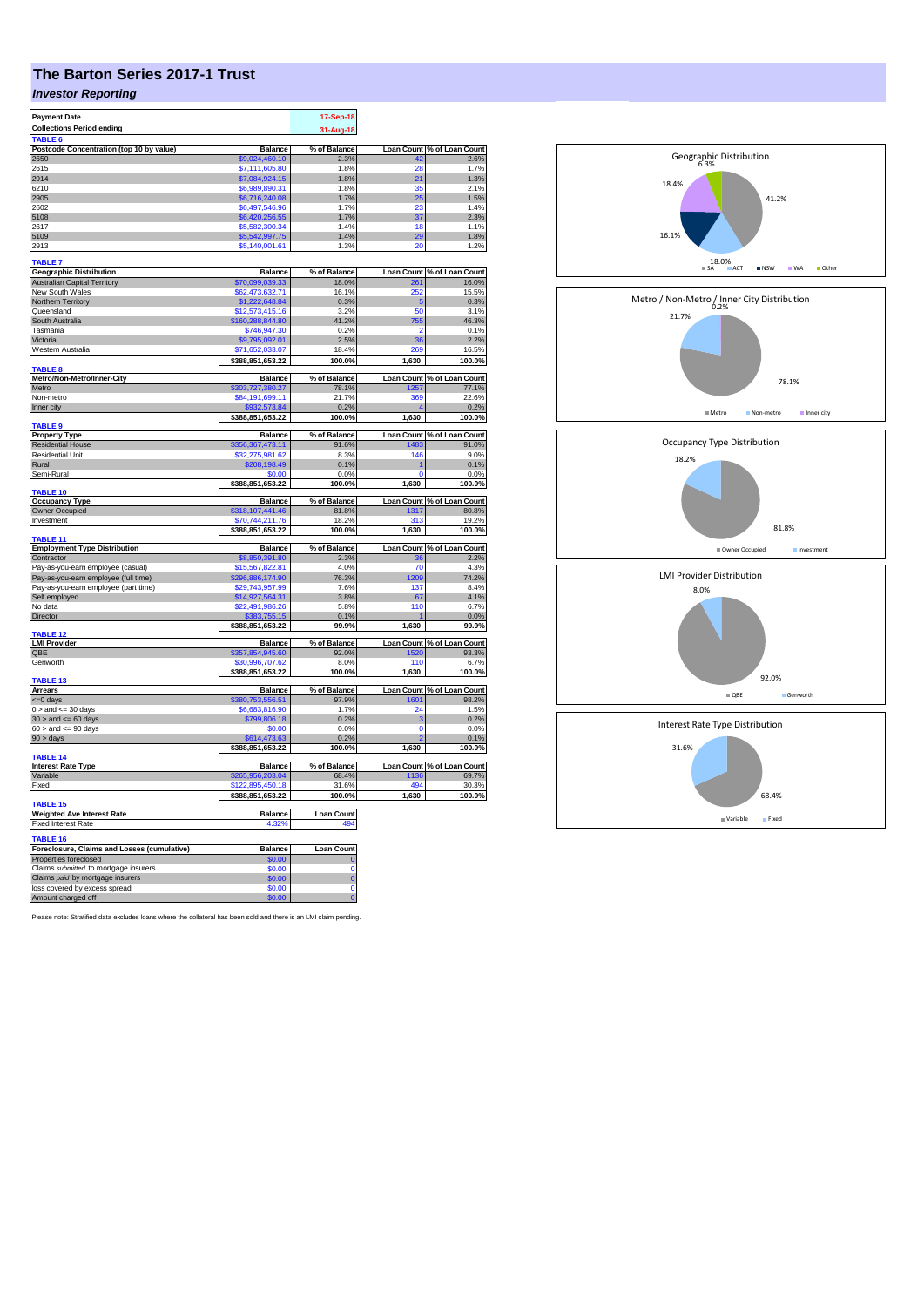# The Barton Series 2017-1 Trust

## *Investor Reporting*

| Payment Date | 17-Sep-18 |
|---|---|
| Collections Period ending | 31-Aug-18 |

**TABLE 6**

| Postcode Concentration (top 10 by value) | Balance | % of Balance | Loan Count | % of Loan Count |
|---|---|---|---|---|
| 2650 | $9,024,460.10 | 2.3% | 42 | 2.6% |
| 2615 | $7,111,605.80 | 1.8% | 28 | 1.7% |
| 2914 | $7,084,924.15 | 1.8% | 21 | 1.3% |
| 6210 | $6,989,890.31 | 1.8% | 35 | 2.1% |
| 2905 | $6,716,240.08 | 1.7% | 25 | 1.5% |
| 2602 | $6,497,546.96 | 1.7% | 23 | 1.4% |
| 5108 | $6,420,256.55 | 1.7% | 37 | 2.3% |
| 2617 | $5,582,300.34 | 1.4% | 18 | 1.1% |
| 5109 | $5,542,997.75 | 1.4% | 29 | 1.8% |
| 2913 | $5,140,001.61 | 1.3% | 20 | 1.2% |

**TABLE 7**

| Geographic Distribution | Balance | % of Balance | Loan Count | % of Loan Count |
|---|---|---|---|---|
| Australian Capital Territory | $70,099,039.33 | 18.0% | 261 | 16.0% |
| New South Wales | $62,473,632.71 | 16.1% | 252 | 15.5% |
| Northern Territory | $1,222,648.84 | 0.3% | 5 | 0.3% |
| Queensland | $12,573,415.16 | 3.2% | 50 | 3.1% |
| South Australia | $160,288,844.80 | 41.2% | 755 | 46.3% |
| Tasmania | $746,947.30 | 0.2% | 2 | 0.1% |
| Victoria | $9,795,092.01 | 2.5% | 36 | 2.2% |
| Western Australia | $71,652,033.07 | 18.4% | 269 | 16.5% |
| | $388,851,653.22 | 100.0% | 1,630 | 100.0% |

**TABLE 8**

| Metro/Non-Metro/Inner-City | Balance | % of Balance | Loan Count | % of Loan Count |
|---|---|---|---|---|
| Metro | $303,727,380.27 | 78.1% | 1257 | 77.1% |
| Non-metro | $84,191,699.11 | 21.7% | 369 | 22.6% |
| Inner city | $932,573.84 | 0.2% | 4 | 0.2% |
| | $388,851,653.22 | 100.0% | 1,630 | 100.0% |

**TABLE 9**

| Property Type | Balance | % of Balance | Loan Count | % of Loan Count |
|---|---|---|---|---|
| Residential House | $356,367,473.11 | 91.6% | 1483 | 91.0% |
| Residential Unit | $32,275,981.62 | 8.3% | 146 | 9.0% |
| Rural | $208,198.49 | 0.1% | 1 | 0.1% |
| Semi-Rural | $0.00 | 0.0% | 0 | 0.0% |
| | $388,851,653.22 | 100.0% | 1,630 | 100.0% |

**TABLE 10**

| Occupancy Type | Balance | % of Balance | Loan Count | % of Loan Count |
|---|---|---|---|---|
| Owner Occupied | $318,107,441.46 | 81.8% | 1317 | 80.8% |
| Investment | $70,744,211.76 | 18.2% | 313 | 19.2% |
| | $388,851,653.22 | 100.0% | 1,630 | 100.0% |

**TABLE 11**

| Employment Type Distribution | Balance | % of Balance | Loan Count | % of Loan Count |
|---|---|---|---|---|
| Contractor | $8,850,391.80 | 2.3% | 36 | 2.2% |
| Pay-as-you-earn employee (casual) | $15,567,822.81 | 4.0% | 70 | 4.3% |
| Pay-as-you-earn employee (full time) | $296,886,174.90 | 76.3% | 1209 | 74.2% |
| Pay-as-you-earn employee (part time) | $29,743,957.99 | 7.6% | 137 | 8.4% |
| Self employed | $14,927,564.31 | 3.8% | 67 | 4.1% |
| No data | $22,491,986.26 | 5.8% | 110 | 6.7% |
| Director | $383,755.15 | 0.1% | 1 | 0.0% |
| | $388,851,653.22 | 99.9% | 1,630 | 99.9% |

**TABLE 12**

| LMI Provider | Balance | % of Balance | Loan Count | % of Loan Count |
|---|---|---|---|---|
| QBE | $357,854,945.60 | 92.0% | 1520 | 93.3% |
| Genworth | $30,996,707.62 | 8.0% | 110 | 6.7% |
| | $388,851,653.22 | 100.0% | 1,630 | 100.0% |

**TABLE 13**

| Arrears | Balance | % of Balance | Loan Count | % of Loan Count |
|---|---|---|---|---|
| <=0 days | $380,753,556.51 | 97.9% | 1601 | 98.2% |
| 0 > and <= 30 days | $6,683,816.90 | 1.7% | 24 | 1.5% |
| 30 > and <= 60 days | $799,806.18 | 0.2% | 3 | 0.2% |
| 60 > and <= 90 days | $0.00 | 0.0% | 0 | 0.0% |
| 90 > days | $614,473.63 | 0.2% | 2 | 0.1% |
| | $388,851,653.22 | 100.0% | 1,630 | 100.0% |

**TABLE 14**

| Interest Rate Type | Balance | % of Balance | Loan Count | % of Loan Count |
|---|---|---|---|---|
| Variable | $265,956,203.04 | 68.4% | 1136 | 69.7% |
| Fixed | $122,895,450.18 | 31.6% | 494 | 30.3% |
| | $388,851,653.22 | 100.0% | 1,630 | 100.0% |

**TABLE 15**

| Weighted Ave Interest Rate | Balance | Loan Count |
|---|---|---|
| Fixed Interest Rate | 4.32% | 494 |

**TABLE 16**

| Foreclosure, Claims and Losses (cumulative) | Balance | Loan Count |
|---|---|---|
| Properties foreclosed | $0.00 | 0 |
| Claims *submitted* to mortgage insurers | $0.00 | 0 |
| Claims *paid* by mortgage insurers | $0.00 | 0 |
| loss covered by excess spread | $0.00 | 0 |
| Amount charged off | $0.00 | 0 |

Please note: Stratified data excludes loans where the collateral has been sold and there is an LMI claim pending.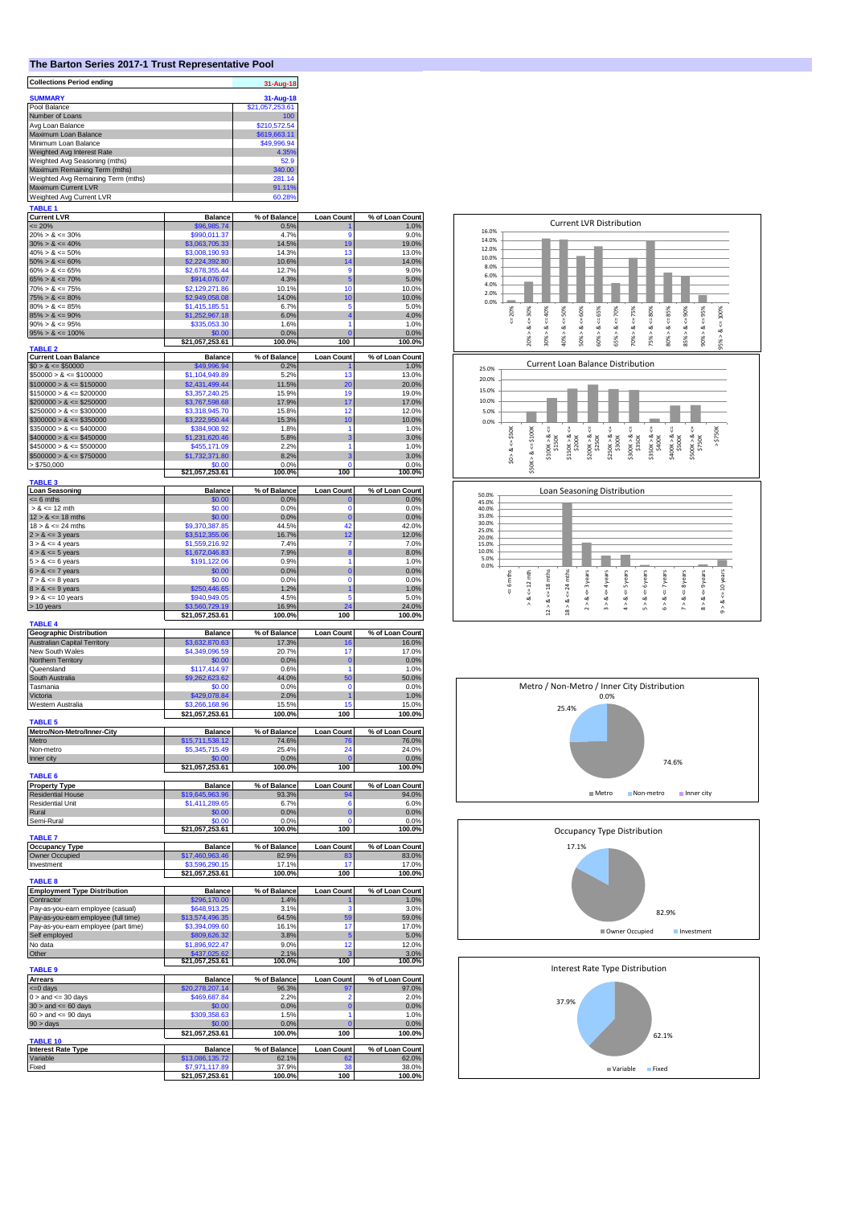# The Barton Series 2017-1 Trust Representative Pool

| Collections Period ending | 31-Aug-18 |
|---|---|

| SUMMARY | 31-Aug-18 |
|---|---|
| Pool Balance | $21,057,253.61 |
| Number of Loans | 100 |
| Avg Loan Balance | $210,572.54 |
| Maximum Loan Balance | $619,663.11 |
| Minimum Loan Balance | $49,996.94 |
| Weighted Avg Interest Rate | 4.35% |
| Weighted Avg Seasoning (mths) | 52.9 |
| Maximum Remaining Term (mths) | 340.00 |
| Weighted Avg Remaining Term (mths) | 281.14 |
| Maximum Current LVR | 91.11% |
| Weighted Avg Current LVR | 60.28% |

**TABLE 1**

| Current LVR | Balance | % of Balance | Loan Count | % of Loan Count |
|---|---|---|---|---|
| <= 20% | $96,985.74 | 0.5% | 1 | 1.0% |
| 20% > & <= 30% | $990,011.37 | 4.7% | 9 | 9.0% |
| 30% > & <= 40% | $3,063,705.33 | 14.5% | 19 | 19.0% |
| 40% > & <= 50% | $3,008,190.93 | 14.3% | 13 | 13.0% |
| 50% > & <= 60% | $2,224,392.80 | 10.6% | 14 | 14.0% |
| 60% > & <= 65% | $2,678,355.44 | 12.7% | 9 | 9.0% |
| 65% > & <= 70% | $914,076.07 | 4.3% | 5 | 5.0% |
| 70% > & <= 75% | $2,129,271.86 | 10.1% | 10 | 10.0% |
| 75% > & <= 80% | $2,949,058.08 | 14.0% | 10 | 10.0% |
| 80% > & <= 85% | $1,415,185.51 | 6.7% | 5 | 5.0% |
| 85% > & <= 90% | $1,252,967.18 | 6.0% | 4 | 4.0% |
| 90% > & <= 95% | $335,053.30 | 1.6% | 1 | 1.0% |
| 95% > & <= 100% | $0.00 | 0.0% | 0 | 0.0% |
| | $21,057,253.61 | 100.0% | 100 | 100.0% |

**TABLE 2**

| Current Loan Balance | Balance | % of Balance | Loan Count | % of Loan Count |
|---|---|---|---|---|
| $0 > & <= $50000 | $49,996.94 | 0.2% | 1 | 1.0% |
| $50000 > & <= $100000 | $1,104,949.89 | 5.2% | 13 | 13.0% |
| $100000 > & <= $150000 | $2,431,499.44 | 11.5% | 20 | 20.0% |
| $150000 > & <= $200000 | $3,357,240.25 | 15.9% | 19 | 19.0% |
| $200000 > & <= $250000 | $3,767,598.68 | 17.9% | 17 | 17.0% |
| $250000 > & <= $300000 | $3,318,945.70 | 15.8% | 12 | 12.0% |
| $300000 > & <= $350000 | $3,222,950.44 | 15.3% | 10 | 10.0% |
| $350000 > & <= $400000 | $384,908.92 | 1.8% | 1 | 1.0% |
| $400000 > & <= $450000 | $1,231,620.46 | 5.8% | 3 | 3.0% |
| $450000 > & <= $500000 | $455,171.09 | 2.2% | 1 | 1.0% |
| $500000 > & <= $750000 | $1,732,371.80 | 8.2% | 3 | 3.0% |
| > $750,000 | $0.00 | 0.0% | 0 | 0.0% |
| | $21,057,253.61 | 100.0% | 100 | 100.0% |

**TABLE 3**

| Loan Seasoning | Balance | % of Balance | Loan Count | % of Loan Count |
|---|---|---|---|---|
| <= 6 mths | $0.00 | 0.0% | 0 | 0.0% |
| > & <= 12 mth | $0.00 | 0.0% | 0 | 0.0% |
| 12 > & <= 18 mths | $0.00 | 0.0% | 0 | 0.0% |
| 18 > & <= 24 mths | $9,370,387.85 | 44.5% | 42 | 42.0% |
| 2 > & <= 3 years | $3,512,355.06 | 16.7% | 12 | 12.0% |
| 3 > & <= 4 years | $1,559,216.92 | 7.4% | 7 | 7.0% |
| 4 > & <= 5 years | $1,672,046.83 | 7.9% | 8 | 8.0% |
| 5 > & <= 6 years | $191,122.06 | 0.9% | 1 | 1.0% |
| 6 > & <= 7 years | $0.00 | 0.0% | 0 | 0.0% |
| 7 > & <= 8 years | $0.00 | 0.0% | 0 | 0.0% |
| 8 > & <= 9 years | $250,446.65 | 1.2% | 1 | 1.0% |
| 9 > & <= 10 years | $940,949.05 | 4.5% | 5 | 5.0% |
| > 10 years | $3,560,729.19 | 16.9% | 24 | 24.0% |
| | $21,057,253.61 | 100.0% | 100 | 100.0% |

**TABLE 4**

| Geographic Distribution | Balance | % of Balance | Loan Count | % of Loan Count |
|---|---|---|---|---|
| Australian Capital Territory | $3,632,870.63 | 17.3% | 16 | 16.0% |
| New South Wales | $4,349,096.59 | 20.7% | 17 | 17.0% |
| Northern Territory | $0.00 | 0.0% | 0 | 0.0% |
| Queensland | $117,414.97 | 0.6% | 1 | 1.0% |
| South Australia | $9,262,623.62 | 44.0% | 50 | 50.0% |
| Tasmania | $0.00 | 0.0% | 0 | 0.0% |
| Victoria | $429,078.84 | 2.0% | 1 | 1.0% |
| Western Australia | $3,266,168.96 | 15.5% | 15 | 15.0% |
| | $21,057,253.61 | 100.0% | 100 | 100.0% |

**TABLE 5**

| Metro/Non-Metro/Inner-City | Balance | % of Balance | Loan Count | % of Loan Count |
|---|---|---|---|---|
| Metro | $15,711,538.12 | 74.6% | 76 | 76.0% |
| Non-metro | $5,345,715.49 | 25.4% | 24 | 24.0% |
| Inner city | $0.00 | 0.0% | 0 | 0.0% |
| | $21,057,253.61 | 100.0% | 100 | 100.0% |

**TABLE 6**

| Property Type | Balance | % of Balance | Loan Count | % of Loan Count |
|---|---|---|---|---|
| Residential House | $19,645,963.96 | 93.3% | 94 | 94.0% |
| Residential Unit | $1,411,289.65 | 6.7% | 6 | 6.0% |
| Rural | $0.00 | 0.0% | 0 | 0.0% |
| Semi-Rural | $0.00 | 0.0% | 0 | 0.0% |
| | $21,057,253.61 | 100.0% | 100 | 100.0% |

**TABLE 7**

| Occupancy Type | Balance | % of Balance | Loan Count | % of Loan Count |
|---|---|---|---|---|
| Owner Occupied | $17,460,963.46 | 82.9% | 83 | 83.0% |
| Investment | $3,596,290.15 | 17.1% | 17 | 17.0% |
| | $21,057,253.61 | 100.0% | 100 | 100.0% |

**TABLE 8**

| Employment Type Distribution | Balance | % of Balance | Loan Count | % of Loan Count |
|---|---|---|---|---|
| Contractor | $296,170.00 | 1.4% | 1 | 1.0% |
| Pay-as-you-earn employee (casual) | $648,913.25 | 3.1% | 3 | 3.0% |
| Pay-as-you-earn employee (full time) | $13,574,496.35 | 64.5% | 59 | 59.0% |
| Pay-as-you-earn employee (part time) | $3,394,099.60 | 16.1% | 17 | 17.0% |
| Self employed | $809,626.32 | 3.8% | 5 | 5.0% |
| No data | $1,896,922.47 | 9.0% | 12 | 12.0% |
| Other | $437,025.62 | 2.1% | 3 | 3.0% |
| | $21,057,253.61 | 100.0% | 100 | 100.0% |

**TABLE 9**

| Arrears | Balance | % of Balance | Loan Count | % of Loan Count |
|---|---|---|---|---|
| <=0 days | $20,278,207.14 | 96.3% | 97 | 97.0% |
| 0 > and <= 30 days | $469,687.84 | 2.2% | 2 | 2.0% |
| 30 > and <= 60 days | $0.00 | 0.0% | 0 | 0.0% |
| 60 > and <= 90 days | $309,358.63 | 1.5% | 1 | 1.0% |
| 90 > days | $0.00 | 0.0% | 0 | 0.0% |
| | $21,057,253.61 | 100.0% | 100 | 100.0% |

**TABLE 10**

| Interest Rate Type | Balance | % of Balance | Loan Count | % of Loan Count |
|---|---|---|---|---|
| Variable | $13,086,135.72 | 62.1% | 62 | 62.0% |
| Fixed | $7,971,117.89 | 37.9% | 38 | 38.0% |
| | $21,057,253.61 | 100.0% | 100 | 100.0% |

Current LVR Distribution
16.0% 14.0% 12.0% 10.0% 8.0% 6.0% 4.0% 2.0% 0.0%
<= 20% | 20% > & <= 30% | 30% > & <= 40% | 40% > & <= 50% | 50% > & <= 60% | 60% > & <= 65% | 65% > & <= 70% | 70% > & <= 75% | 75% > & <= 80% | 80% > & <= 85% | 85% > & <= 90% | 90% > & <= 95% | 95% > & <= 100%

Current Loan Balance Distribution
25.0% 20.0% 15.0% 10.0% 5.0% 0.0%
$0 > & <= $50K | $50K > & <= $100K | $100K > & <= $150K | $150K > & <= $200K | $200K > & <= $250K | $250K > & <= $300K | $300K > & <= $350K | $350K > & <= $400K | $400K > & <= $500K | $500K > & <= $750K | > $750K

Loan Seasoning Distribution
50.0% 45.0% 40.0% 35.0% 30.0% 25.0% 20.0% 15.0% 10.0% 5.0% 0.0%
<= 6 mths | > & <= 12 mth | 12 > & <= 18 mths | 18 > & <= 24 mths | 2 > & <= 3 years | 3 > & <= 4 years | 4 > & <= 5 years | 5 > & <= 6 years | 6 > & <= 7 years | 7 > & <= 8 years | 8 > & <= 9 years | 9 > & <= 10 years

Metro / Non-Metro / Inner City Distribution
25.4%
0.0%
74.6%
Metro | Non-metro | Inner city

Occupancy Type Distribution
17.1%
82.9%
Owner Occupied | Investment

Interest Rate Type Distribution
37.9%
62.1%
Variable | Fixed